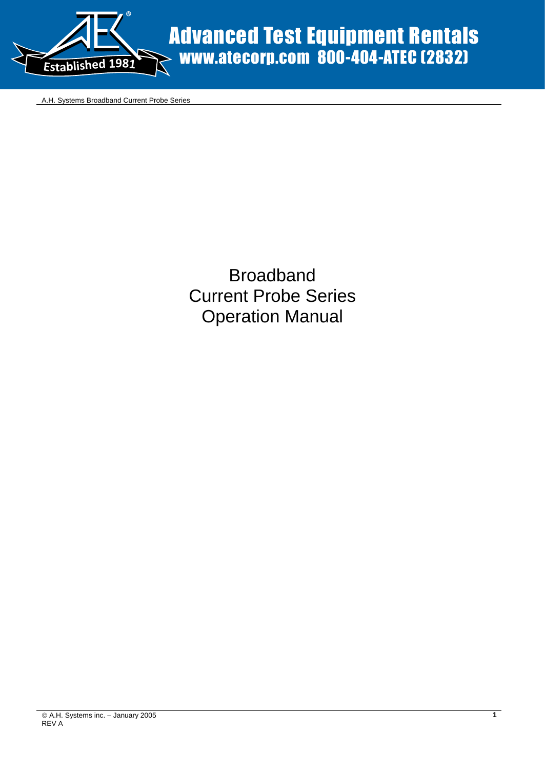# Broadband Current Probe Series Operation Manual

© A.H. Systems inc. – January 2005
REV A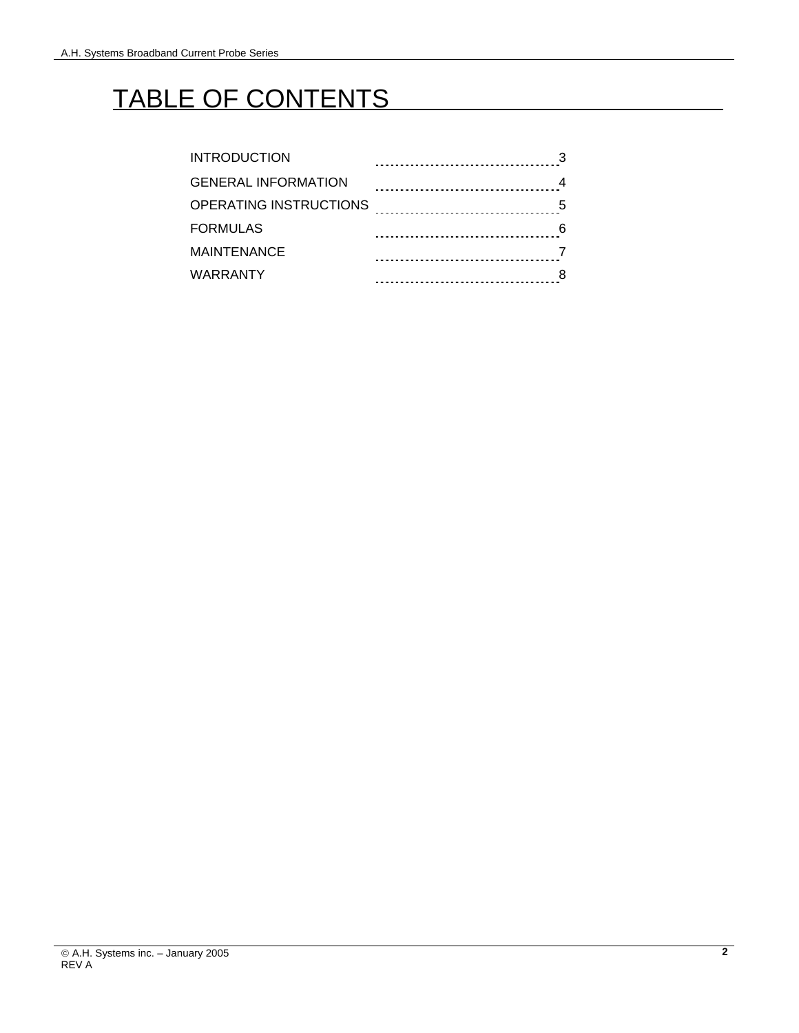# TABLE OF CONTENTS

| | |
|---|---|
| INTRODUCTION | 3 |
| GENERAL INFORMATION | 4 |
| OPERATING INSTRUCTIONS | 5 |
| FORMULAS | 6 |
| MAINTENANCE | 7 |
| WARRANTY | 8 |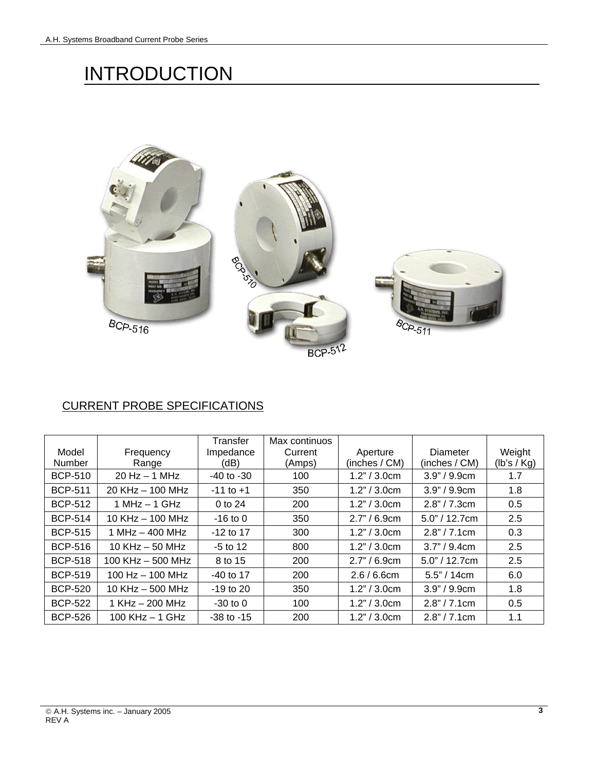# INTRODUCTION

## CURRENT PROBE SPECIFICATIONS

| Model Number | Frequency Range | Transfer Impedance (dB) | Max continuos Current (Amps) | Aperture (inches / CM) | Diameter (inches / CM) | Weight (lb's / Kg) |
|---|---|---|---|---|---|---|
| BCP-510 | 20 Hz – 1 MHz | -40 to -30 | 100 | 1.2" / 3.0cm | 3.9" / 9.9cm | 1.7 |
| BCP-511 | 20 KHz – 100 MHz | -11 to +1 | 350 | 1.2" / 3.0cm | 3.9" / 9.9cm | 1.8 |
| BCP-512 | 1 MHz – 1 GHz | 0 to 24 | 200 | 1.2" / 3.0cm | 2.8" / 7.3cm | 0.5 |
| BCP-514 | 10 KHz – 100 MHz | -16 to 0 | 350 | 2.7" / 6.9cm | 5.0" / 12.7cm | 2.5 |
| BCP-515 | 1 MHz – 400 MHz | -12 to 17 | 300 | 1.2" / 3.0cm | 2.8" / 7.1cm | 0.3 |
| BCP-516 | 10 KHz – 50 MHz | -5 to 12 | 800 | 1.2" / 3.0cm | 3.7" / 9.4cm | 2.5 |
| BCP-518 | 100 KHz – 500 MHz | 8 to 15 | 200 | 2.7" / 6.9cm | 5.0" / 12.7cm | 2.5 |
| BCP-519 | 100 Hz – 100 MHz | -40 to 17 | 200 | 2.6 / 6.6cm | 5.5" / 14cm | 6.0 |
| BCP-520 | 10 KHz – 500 MHz | -19 to 20 | 350 | 1.2" / 3.0cm | 3.9" / 9.9cm | 1.8 |
| BCP-522 | 1 KHz – 200 MHz | -30 to 0 | 100 | 1.2" / 3.0cm | 2.8" / 7.1cm | 0.5 |
| BCP-526 | 100 KHz – 1 GHz | -38 to -15 | 200 | 1.2" / 3.0cm | 2.8" / 7.1cm | 1.1 |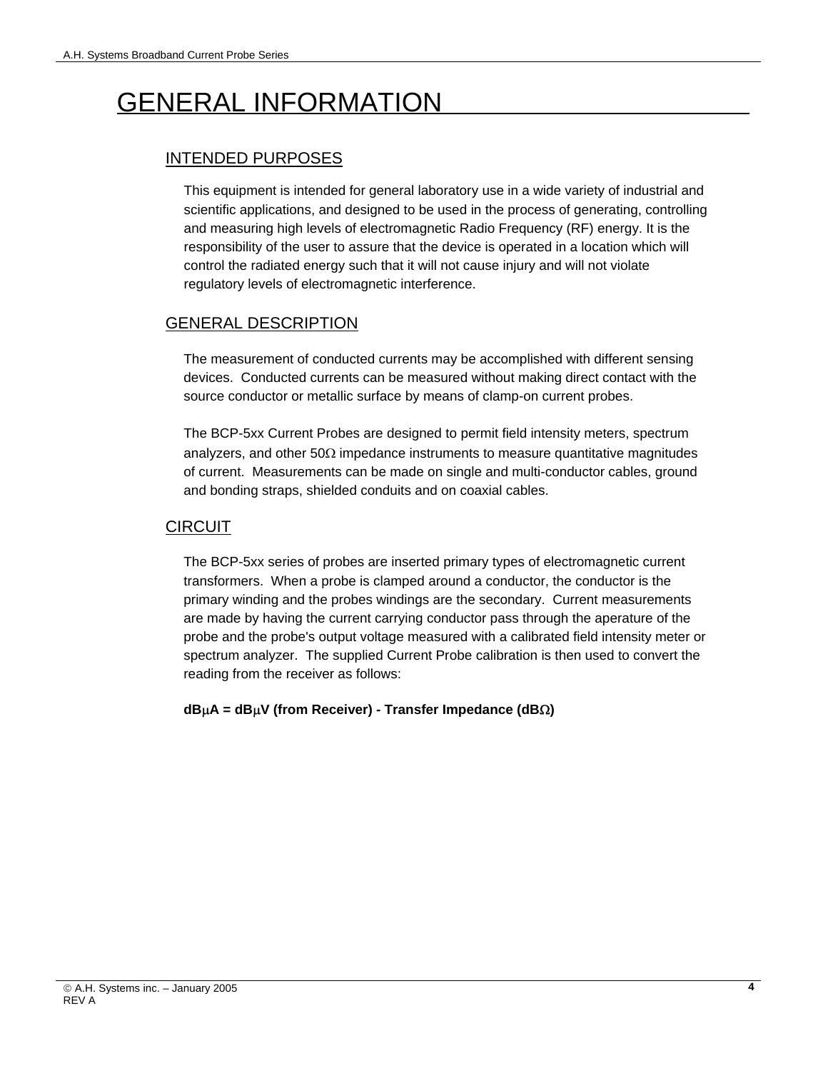# GENERAL INFORMATION

## INTENDED PURPOSES

This equipment is intended for general laboratory use in a wide variety of industrial and scientific applications, and designed to be used in the process of generating, controlling and measuring high levels of electromagnetic Radio Frequency (RF) energy. It is the responsibility of the user to assure that the device is operated in a location which will control the radiated energy such that it will not cause injury and will not violate regulatory levels of electromagnetic interference.

## GENERAL DESCRIPTION

The measurement of conducted currents may be accomplished with different sensing devices. Conducted currents can be measured without making direct contact with the source conductor or metallic surface by means of clamp-on current probes.

The BCP-5xx Current Probes are designed to permit field intensity meters, spectrum analyzers, and other 50Ω impedance instruments to measure quantitative magnitudes of current. Measurements can be made on single and multi-conductor cables, ground and bonding straps, shielded conduits and on coaxial cables.

## CIRCUIT

The BCP-5xx series of probes are inserted primary types of electromagnetic current transformers. When a probe is clamped around a conductor, the conductor is the primary winding and the probes windings are the secondary. Current measurements are made by having the current carrying conductor pass through the aperature of the probe and the probe's output voltage measured with a calibrated field intensity meter or spectrum analyzer. The supplied Current Probe calibration is then used to convert the reading from the receiver as follows:

**dBμA = dBμV (from Receiver) - Transfer Impedance (dBΩ)**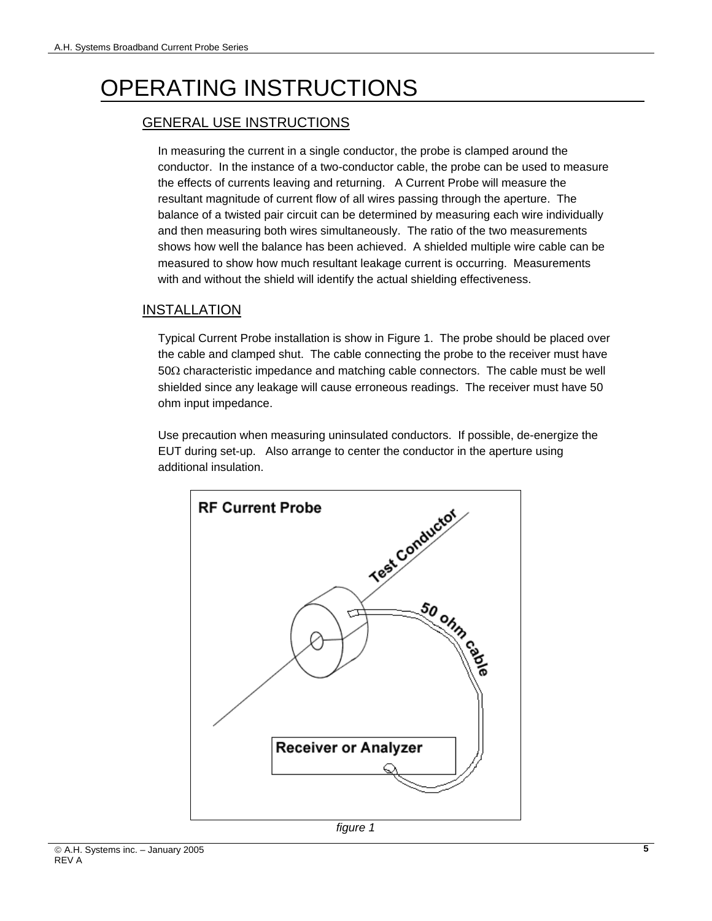# OPERATING INSTRUCTIONS

## GENERAL USE INSTRUCTIONS

In measuring the current in a single conductor, the probe is clamped around the conductor. In the instance of a two-conductor cable, the probe can be used to measure the effects of currents leaving and returning. A Current Probe will measure the resultant magnitude of current flow of all wires passing through the aperture. The balance of a twisted pair circuit can be determined by measuring each wire individually and then measuring both wires simultaneously. The ratio of the two measurements shows how well the balance has been achieved. A shielded multiple wire cable can be measured to show how much resultant leakage current is occurring. Measurements with and without the shield will identify the actual shielding effectiveness.

## INSTALLATION

Typical Current Probe installation is show in Figure 1. The probe should be placed over the cable and clamped shut. The cable connecting the probe to the receiver must have 50Ω characteristic impedance and matching cable connectors. The cable must be well shielded since any leakage will cause erroneous readings. The receiver must have 50 ohm input impedance.

Use precaution when measuring uninsulated conductors. If possible, de-energize the EUT during set-up. Also arrange to center the conductor in the aperture using additional insulation.

RF Current Probe

Test Conductor

50 ohm cable

Receiver or Analyzer

*figure 1*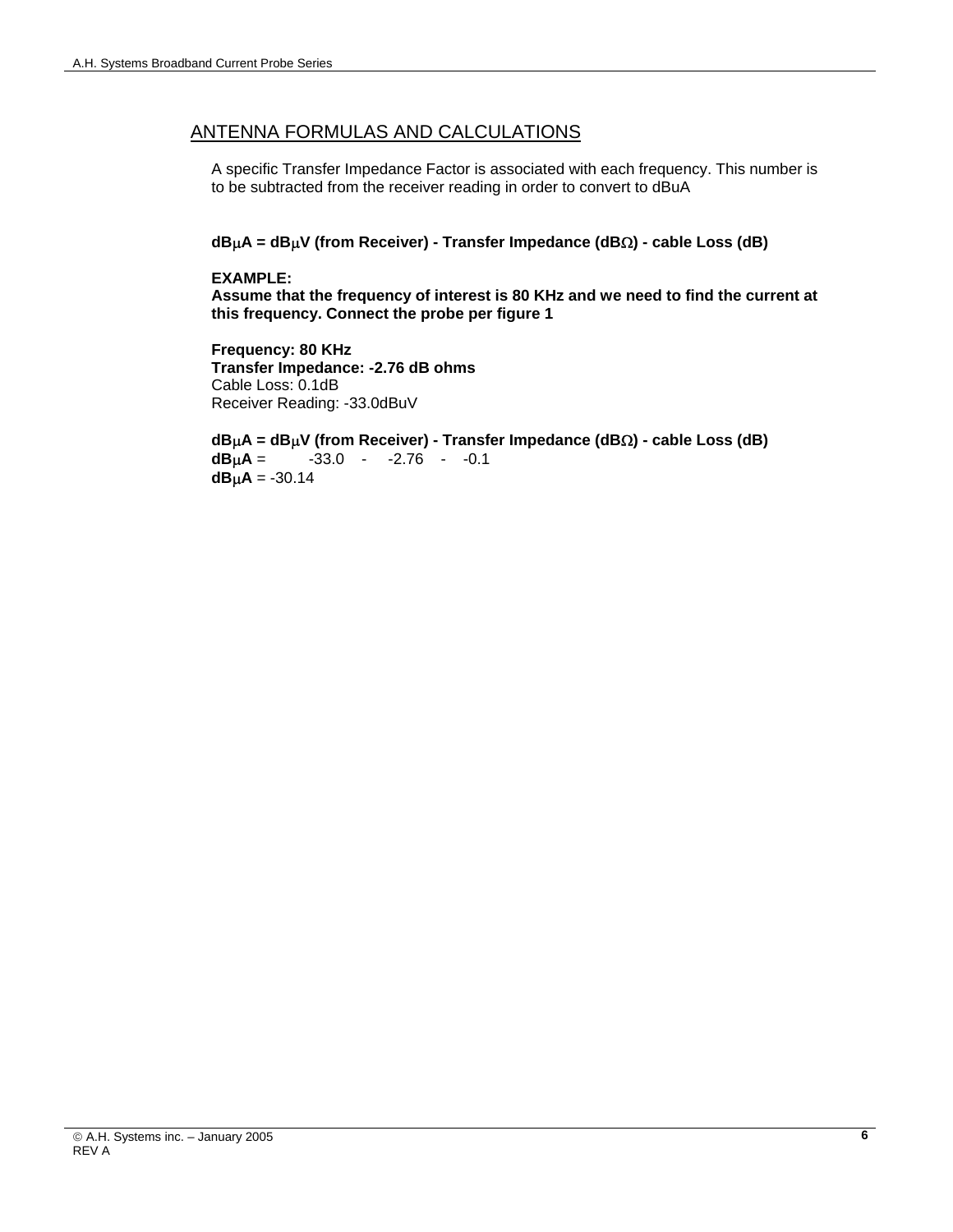## ANTENNA FORMULAS AND CALCULATIONS

A specific Transfer Impedance Factor is associated with each frequency. This number is to be subtracted from the receiver reading in order to convert to dBuA

**dBμA = dBμV (from Receiver) - Transfer Impedance (dBΩ) - cable Loss (dB)**

**EXAMPLE:**
**Assume that the frequency of interest is 80 KHz and we need to find the current at this frequency. Connect the probe per figure 1**

**Frequency: 80 KHz**
**Transfer Impedance: -2.76 dB ohms**
Cable Loss: 0.1dB
Receiver Reading: -33.0dBuV

**dBμA = dBμV (from Receiver) - Transfer Impedance (dBΩ) - cable Loss (dB)**
**dBμA** = -33.0 - -2.76 - -0.1
**dBμA** = -30.14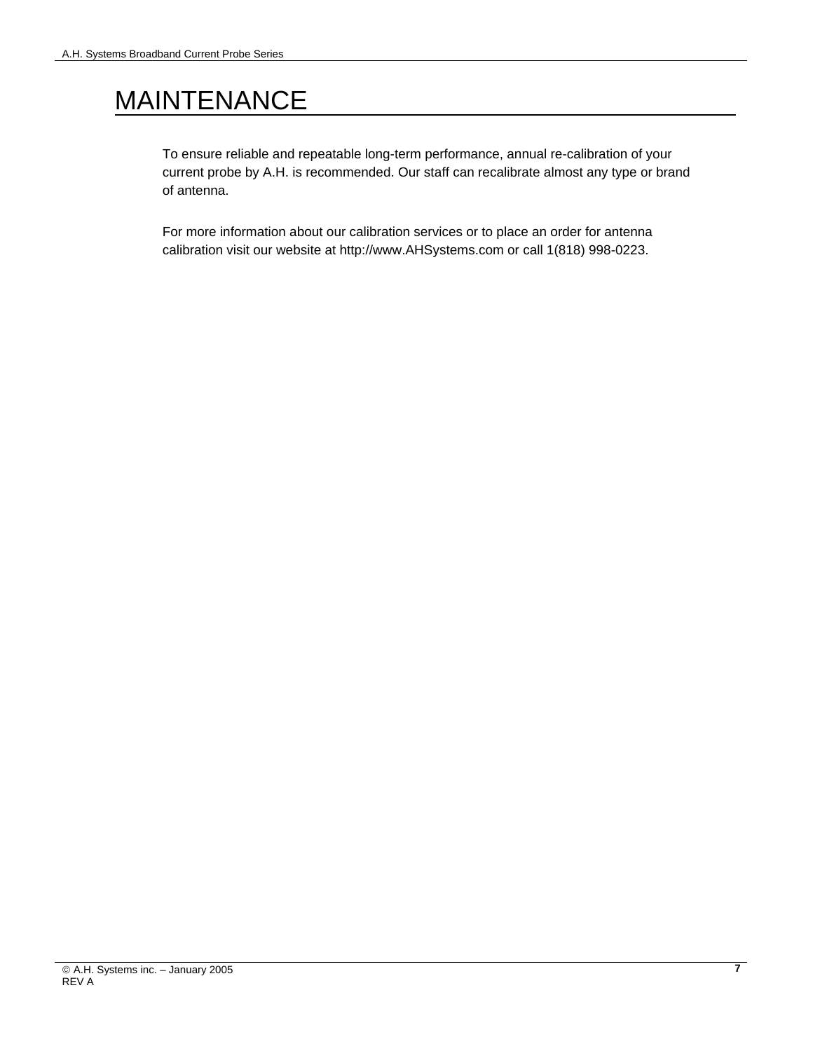# MAINTENANCE

To ensure reliable and repeatable long-term performance, annual re-calibration of your current probe by A.H. is recommended. Our staff can recalibrate almost any type or brand of antenna.

For more information about our calibration services or to place an order for antenna calibration visit our website at http://www.AHSystems.com or call 1(818) 998-0223.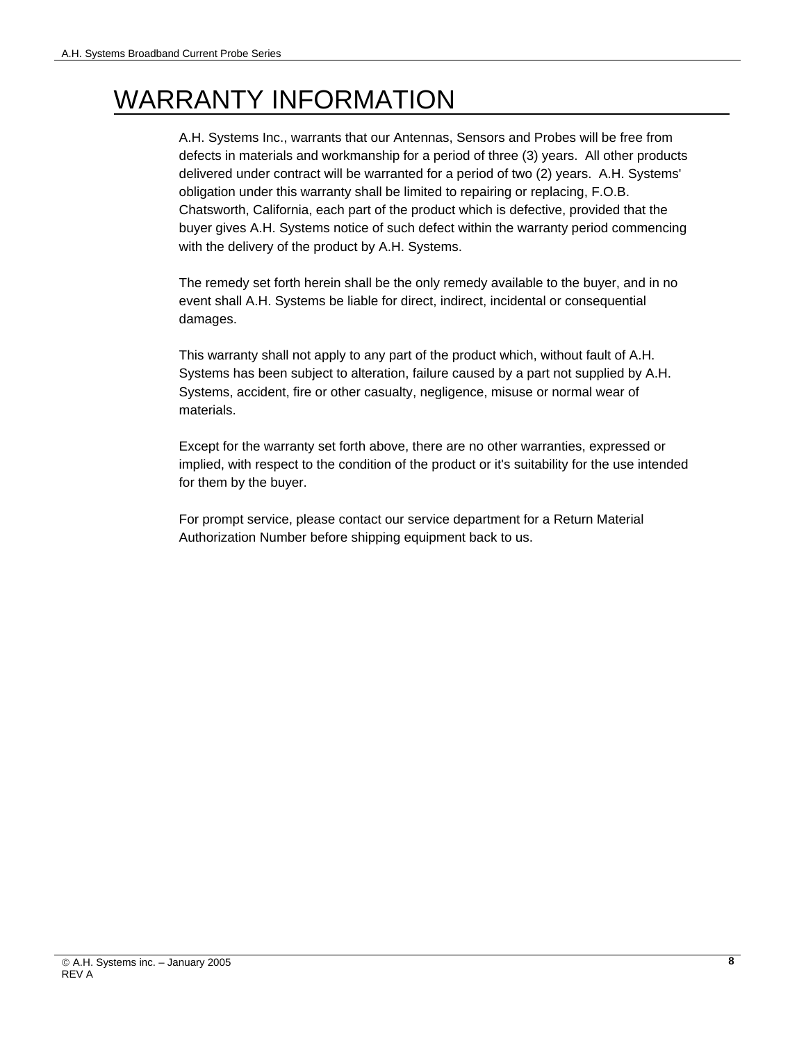# WARRANTY INFORMATION

A.H. Systems Inc., warrants that our Antennas, Sensors and Probes will be free from defects in materials and workmanship for a period of three (3) years. All other products delivered under contract will be warranted for a period of two (2) years. A.H. Systems' obligation under this warranty shall be limited to repairing or replacing, F.O.B. Chatsworth, California, each part of the product which is defective, provided that the buyer gives A.H. Systems notice of such defect within the warranty period commencing with the delivery of the product by A.H. Systems.

The remedy set forth herein shall be the only remedy available to the buyer, and in no event shall A.H. Systems be liable for direct, indirect, incidental or consequential damages.

This warranty shall not apply to any part of the product which, without fault of A.H. Systems has been subject to alteration, failure caused by a part not supplied by A.H. Systems, accident, fire or other casualty, negligence, misuse or normal wear of materials.

Except for the warranty set forth above, there are no other warranties, expressed or implied, with respect to the condition of the product or it's suitability for the use intended for them by the buyer.

For prompt service, please contact our service department for a Return Material Authorization Number before shipping equipment back to us.